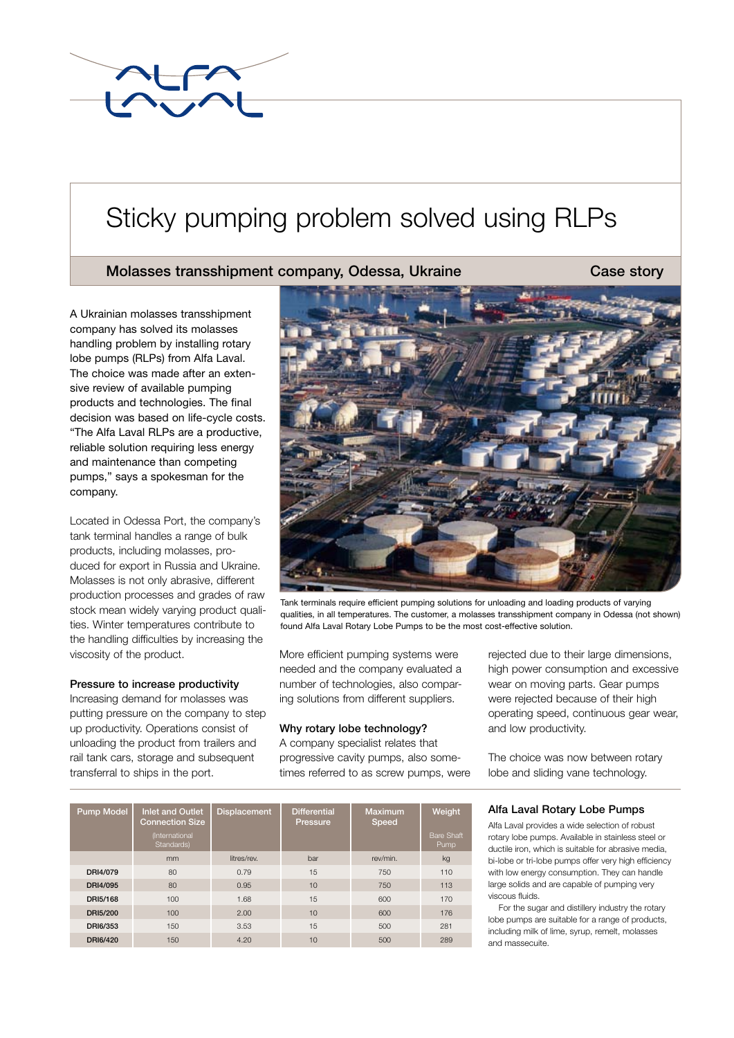# Sticky pumping problem solved using RLPs

## Molasses transshipment company, Odessa, Ukraine

Case story

A Ukrainian molasses transshipment company has solved its molasses handling problem by installing rotary lobe pumps (RLPs) from Alfa Laval. The choice was made after an extensive review of available pumping products and technologies. The final decision was based on life-cycle costs. "The Alfa Laval RLPs are a productive, reliable solution requiring less energy and maintenance than competing pumps," says a spokesman for the company.

Located in Odessa Port, the company's tank terminal handles a range of bulk products, including molasses, produced for export in Russia and Ukraine. Molasses is not only abrasive, different production processes and grades of raw stock mean widely varying product qualities. Winter temperatures contribute to the handling difficulties by increasing the viscosity of the product.

Tank terminals require efficient pumping solutions for unloading and loading products of varying qualities, in all temperatures. The customer, a molasses transshipment company in Odessa (not shown) found Alfa Laval Rotary Lobe Pumps to be the most cost-effective solution.

### Pressure to increase productivity

Increasing demand for molasses was putting pressure on the company to step up productivity. Operations consist of unloading the product from trailers and rail tank cars, storage and subsequent transferral to ships in the port.

More efficient pumping systems were needed and the company evaluated a number of technologies, also comparing solutions from different suppliers.

### Why rotary lobe technology?

A company specialist relates that progressive cavity pumps, also sometimes referred to as screw pumps, were rejected due to their large dimensions, high power consumption and excessive wear on moving parts. Gear pumps were rejected because of their high operating speed, continuous gear wear, and low productivity.

The choice was now between rotary lobe and sliding vane technology.

| Pump Model | Inlet and Outlet Connection Size (International Standards) | Displacement | Differential Pressure | Maximum Speed | Weight (Bare Shaft Pump) |
|---|---|---|---|---|---|
| | mm | litres/rev. | bar | rev/min. | kg |
| DRI4/079 | 80 | 0.79 | 15 | 750 | 110 |
| DRI4/095 | 80 | 0.95 | 10 | 750 | 113 |
| DRI5/168 | 100 | 1.68 | 15 | 600 | 170 |
| DRI5/200 | 100 | 2.00 | 10 | 600 | 176 |
| DRI6/353 | 150 | 3.53 | 15 | 500 | 281 |
| DRI6/420 | 150 | 4.20 | 10 | 500 | 289 |

### Alfa Laval Rotary Lobe Pumps

Alfa Laval provides a wide selection of robust rotary lobe pumps. Available in stainless steel or ductile iron, which is suitable for abrasive media, bi-lobe or tri-lobe pumps offer very high efficiency with low energy consumption. They can handle large solids and are capable of pumping very viscous fluids.

For the sugar and distillery industry the rotary lobe pumps are suitable for a range of products, including milk of lime, syrup, remelt, molasses and massecuite.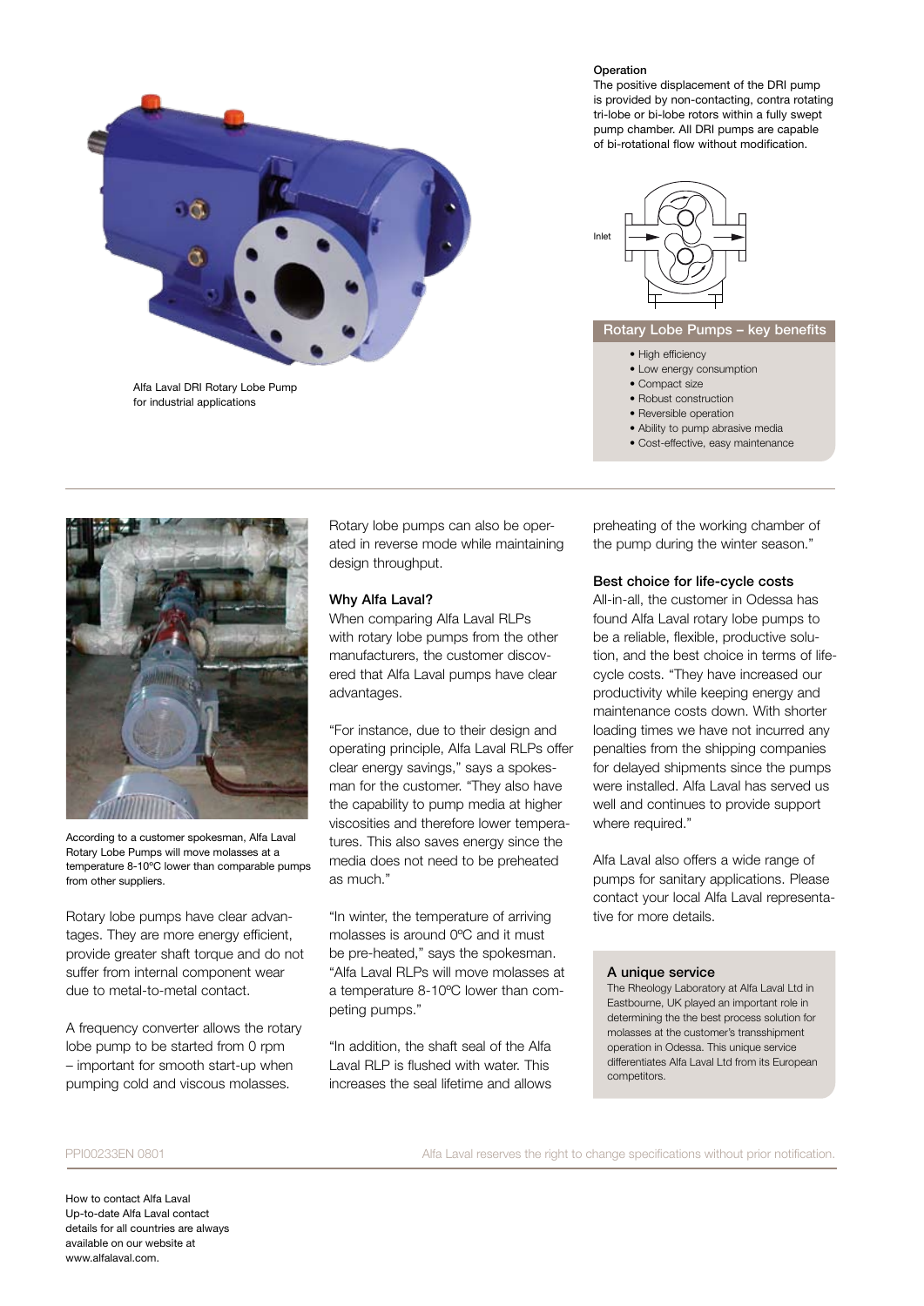Alfa Laval DRI Rotary Lobe Pump for industrial applications

### Operation

The positive displacement of the DRI pump is provided by non-contacting, contra rotating tri-lobe or bi-lobe rotors within a fully swept pump chamber. All DRI pumps are capable of bi-rotational flow without modification.

Inlet

### Rotary Lobe Pumps – key benefits

- High efficiency
- Low energy consumption
- Compact size
- Robust construction
- Reversible operation
- Ability to pump abrasive media
- Cost-effective, easy maintenance

---

According to a customer spokesman, Alfa Laval Rotary Lobe Pumps will move molasses at a temperature 8-10ºC lower than comparable pumps from other suppliers.

Rotary lobe pumps have clear advantages. They are more energy efficient, provide greater shaft torque and do not suffer from internal component wear due to metal-to-metal contact.

A frequency converter allows the rotary lobe pump to be started from 0 rpm – important for smooth start-up when pumping cold and viscous molasses.

Rotary lobe pumps can also be operated in reverse mode while maintaining design throughput.

### Why Alfa Laval?

When comparing Alfa Laval RLPs with rotary lobe pumps from the other manufacturers, the customer discovered that Alfa Laval pumps have clear advantages.

"For instance, due to their design and operating principle, Alfa Laval RLPs offer clear energy savings," says a spokesman for the customer. "They also have the capability to pump media at higher viscosities and therefore lower temperatures. This also saves energy since the media does not need to be preheated as much."

"In winter, the temperature of arriving molasses is around 0ºC and it must be pre-heated," says the spokesman. "Alfa Laval RLPs will move molasses at a temperature 8-10ºC lower than competing pumps."

"In addition, the shaft seal of the Alfa Laval RLP is flushed with water. This increases the seal lifetime and allows preheating of the working chamber of the pump during the winter season."

### Best choice for life-cycle costs

All-in-all, the customer in Odessa has found Alfa Laval rotary lobe pumps to be a reliable, flexible, productive solution, and the best choice in terms of life-cycle costs. "They have increased our productivity while keeping energy and maintenance costs down. With shorter loading times we have not incurred any penalties from the shipping companies for delayed shipments since the pumps were installed. Alfa Laval has served us well and continues to provide support where required."

Alfa Laval also offers a wide range of pumps for sanitary applications. Please contact your local Alfa Laval representative for more details.

### A unique service

The Rheology Laboratory at Alfa Laval Ltd in Eastbourne, UK played an important role in determining the the best process solution for molasses at the customer's transshipment operation in Odessa. This unique service differentiates Alfa Laval Ltd from its European competitors.

PPI00233EN 0801

Alfa Laval reserves the right to change specifications without prior notification.

How to contact Alfa Laval
Up-to-date Alfa Laval contact details for all countries are always available on our website at www.alfalaval.com.